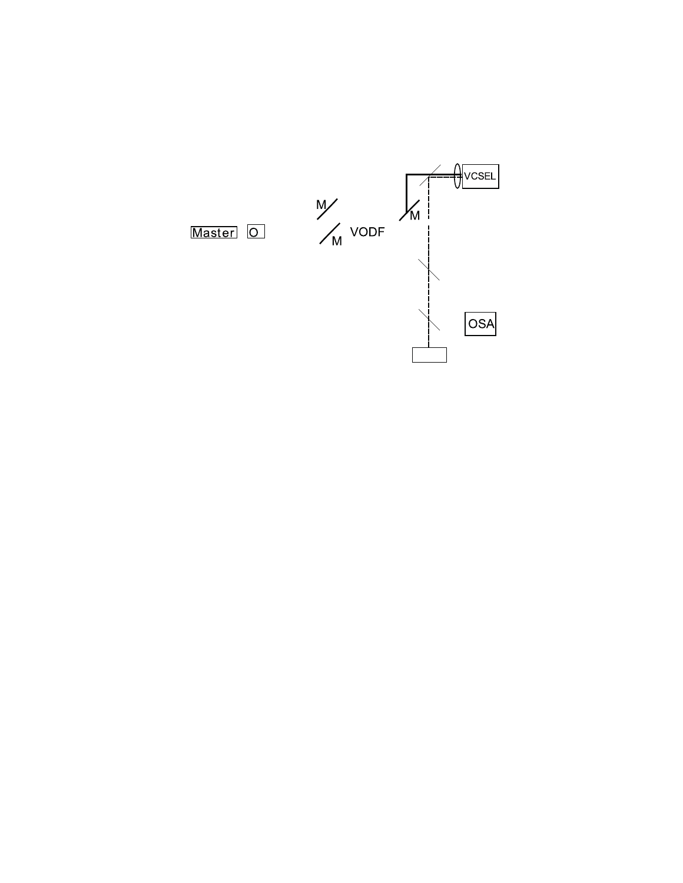M

Master

O

M

VODF

M

VCSEL

OSA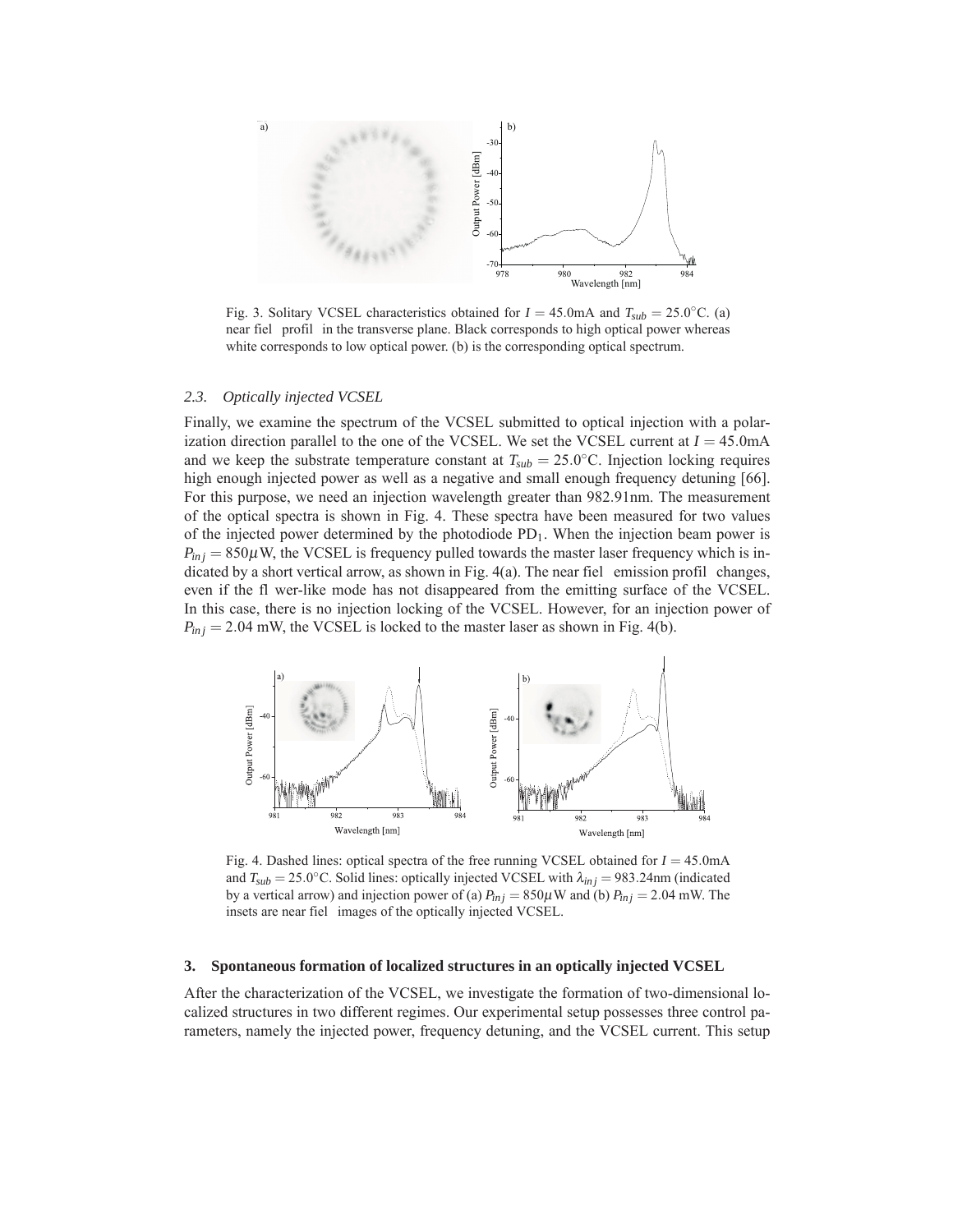Fig. 3. Solitary VCSEL characteristics obtained for $I = 45.0$mA and $T_{sub} = 25.0°$C. (a) near fiel profil in the transverse plane. Black corresponds to high optical power whereas white corresponds to low optical power. (b) is the corresponding optical spectrum.

### 2.3. Optically injected VCSEL

Finally, we examine the spectrum of the VCSEL submitted to optical injection with a polarization direction parallel to the one of the VCSEL. We set the VCSEL current at $I = 45.0$mA and we keep the substrate temperature constant at $T_{sub} = 25.0°$C. Injection locking requires high enough injected power as well as a negative and small enough frequency detuning [66]. For this purpose, we need an injection wavelength greater than 982.91nm. The measurement of the optical spectra is shown in Fig. 4. These spectra have been measured for two values of the injected power determined by the photodiode $PD_1$. When the injection beam power is $P_{inj} = 850\mu$W, the VCSEL is frequency pulled towards the master laser frequency which is indicated by a short vertical arrow, as shown in Fig. 4(a). The near fiel emission profil changes, even if the fl wer-like mode has not disappeared from the emitting surface of the VCSEL. In this case, there is no injection locking of the VCSEL. However, for an injection power of $P_{inj} = 2.04$ mW, the VCSEL is locked to the master laser as shown in Fig. 4(b).

Fig. 4. Dashed lines: optical spectra of the free running VCSEL obtained for $I = 45.0$mA and $T_{sub} = 25.0°$C. Solid lines: optically injected VCSEL with $\lambda_{inj} = 983.24$nm (indicated by a vertical arrow) and injection power of (a) $P_{inj} = 850\mu$W and (b) $P_{inj} = 2.04$ mW. The insets are near fiel images of the optically injected VCSEL.

## 3. Spontaneous formation of localized structures in an optically injected VCSEL

After the characterization of the VCSEL, we investigate the formation of two-dimensional localized structures in two different regimes. Our experimental setup possesses three control parameters, namely the injected power, frequency detuning, and the VCSEL current. This setup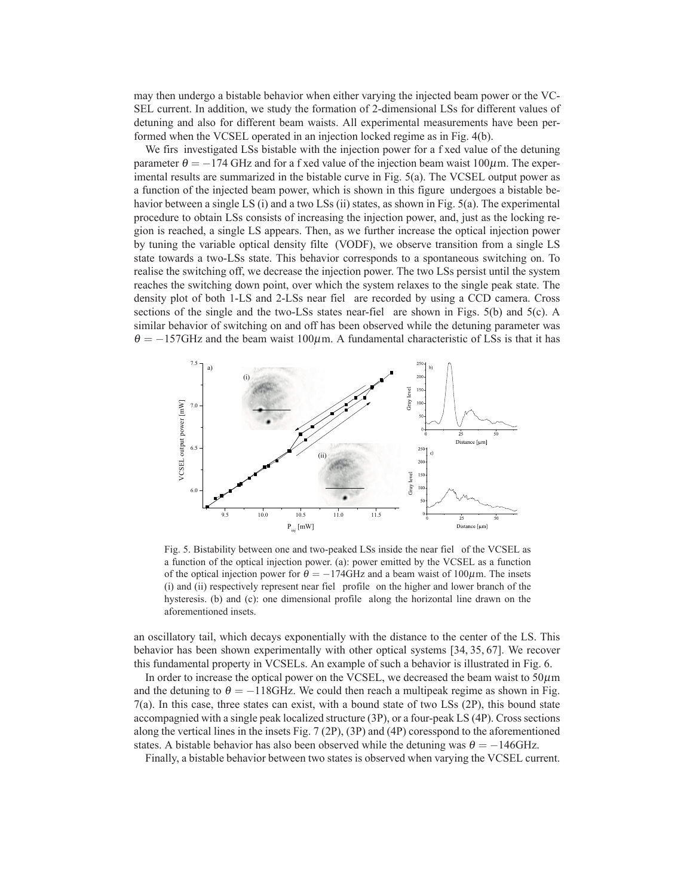may then undergo a bistable behavior when either varying the injected beam power or the VCSEL current. In addition, we study the formation of 2-dimensional LSs for different values of detuning and also for different beam waists. All experimental measurements have been performed when the VCSEL operated in an injection locked regime as in Fig. 4(b).

We firs investigated LSs bistable with the injection power for a f xed value of the detuning parameter $\theta = -174$ GHz and for a f xed value of the injection beam waist $100\mu$m. The experimental results are summarized in the bistable curve in Fig. 5(a). The VCSEL output power as a function of the injected beam power, which is shown in this figure undergoes a bistable behavior between a single LS (i) and a two LSs (ii) states, as shown in Fig. 5(a). The experimental procedure to obtain LSs consists of increasing the injection power, and, just as the locking region is reached, a single LS appears. Then, as we further increase the optical injection power by tuning the variable optical density filte (VODF), we observe transition from a single LS state towards a two-LSs state. This behavior corresponds to a spontaneous switching on. To realise the switching off, we decrease the injection power. The two LSs persist until the system reaches the switching down point, over which the system relaxes to the single peak state. The density plot of both 1-LS and 2-LSs near fiel are recorded by using a CCD camera. Cross sections of the single and the two-LSs states near-fiel are shown in Figs. 5(b) and 5(c). A similar behavior of switching on and off has been observed while the detuning parameter was $\theta = -157$GHz and the beam waist $100\mu$m. A fundamental characteristic of LSs is that it has

Fig. 5. Bistability between one and two-peaked LSs inside the near fiel of the VCSEL as a function of the optical injection power. (a): power emitted by the VCSEL as a function of the optical injection power for $\theta = -174$GHz and a beam waist of $100\mu$m. The insets (i) and (ii) respectively represent near fiel profile on the higher and lower branch of the hysteresis. (b) and (c): one dimensional profile along the horizontal line drawn on the aforementioned insets.

an oscillatory tail, which decays exponentially with the distance to the center of the LS. This behavior has been shown experimentally with other optical systems [34, 35, 67]. We recover this fundamental property in VCSELs. An example of such a behavior is illustrated in Fig. 6.

In order to increase the optical power on the VCSEL, we decreased the beam waist to $50\mu$m and the detuning to $\theta = -118$GHz. We could then reach a multipeak regime as shown in Fig. 7(a). In this case, three states can exist, with a bound state of two LSs (2P), this bound state accompagnied with a single peak localized structure (3P), or a four-peak LS (4P). Cross sections along the vertical lines in the insets Fig. 7 (2P), (3P) and (4P) coresspond to the aforementioned states. A bistable behavior has also been observed while the detuning was $\theta = -146$GHz.

Finally, a bistable behavior between two states is observed when varying the VCSEL current.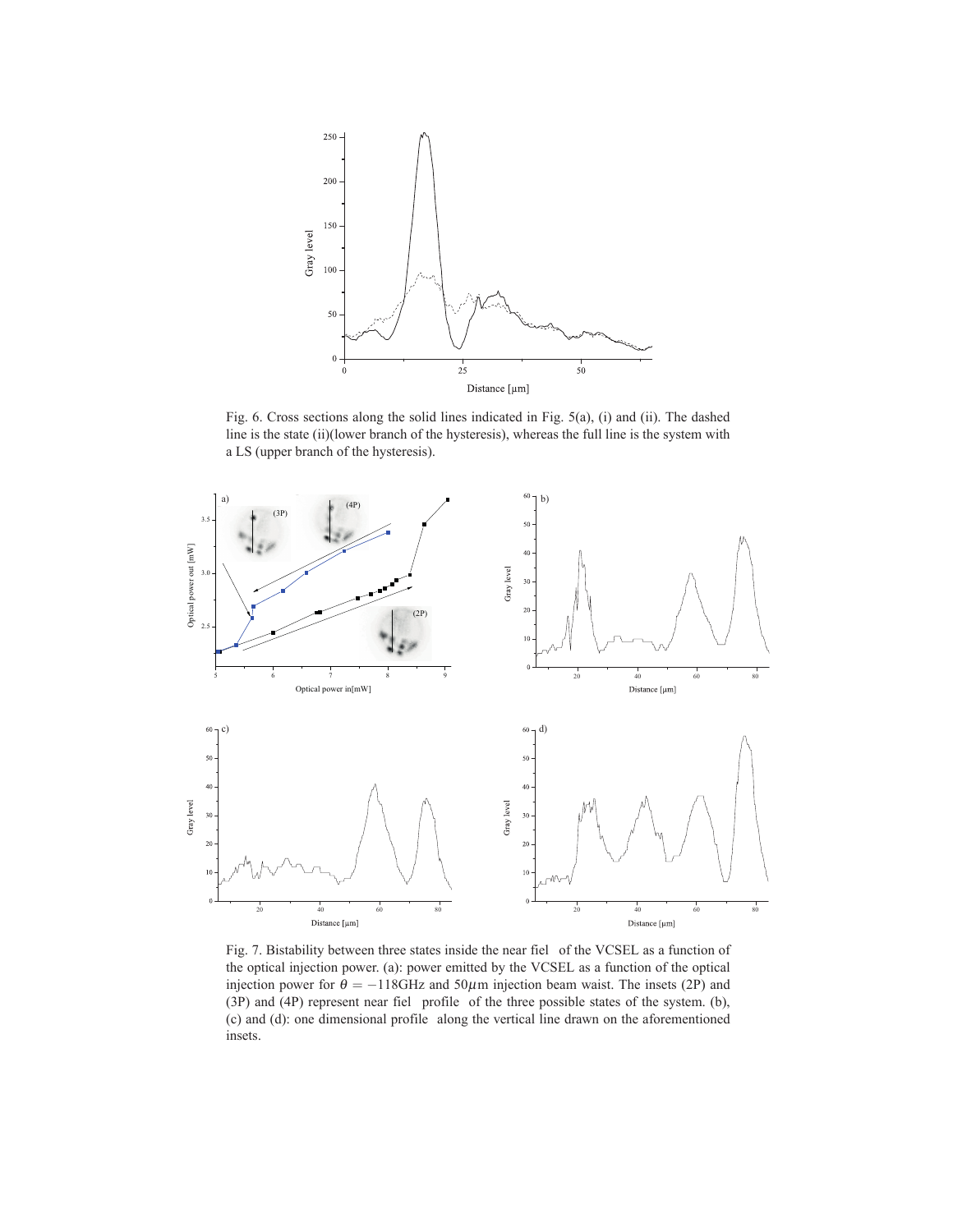Fig. 6. Cross sections along the solid lines indicated in Fig. 5(a), (i) and (ii). The dashed line is the state (ii)(lower branch of the hysteresis), whereas the full line is the system with a LS (upper branch of the hysteresis).

Fig. 7. Bistability between three states inside the near fiel of the VCSEL as a function of the optical injection power. (a): power emitted by the VCSEL as a function of the optical injection power for $\theta = -118$GHz and $50\mu$m injection beam waist. The insets (2P) and (3P) and (4P) represent near fiel profile of the three possible states of the system. (b), (c) and (d): one dimensional profile along the vertical line drawn on the aforementioned insets.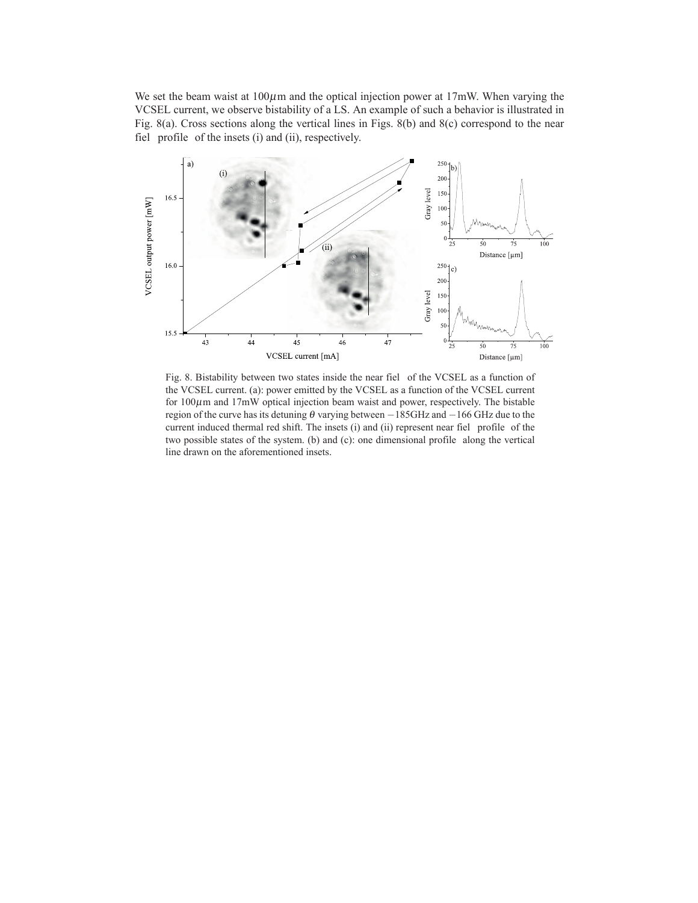We set the beam waist at 100$\mu$m and the optical injection power at 17mW. When varying the VCSEL current, we observe bistability of a LS. An example of such a behavior is illustrated in Fig. 8(a). Cross sections along the vertical lines in Figs. 8(b) and 8(c) correspond to the near fiel profile of the insets (i) and (ii), respectively.

Fig. 8. Bistability between two states inside the near fiel of the VCSEL as a function of the VCSEL current. (a): power emitted by the VCSEL as a function of the VCSEL current for 100$\mu$m and 17mW optical injection beam waist and power, respectively. The bistable region of the curve has its detuning $\theta$ varying between $-185$GHz and $-166$ GHz due to the current induced thermal red shift. The insets (i) and (ii) represent near fiel profile of the two possible states of the system. (b) and (c): one dimensional profile along the vertical line drawn on the aforementioned insets.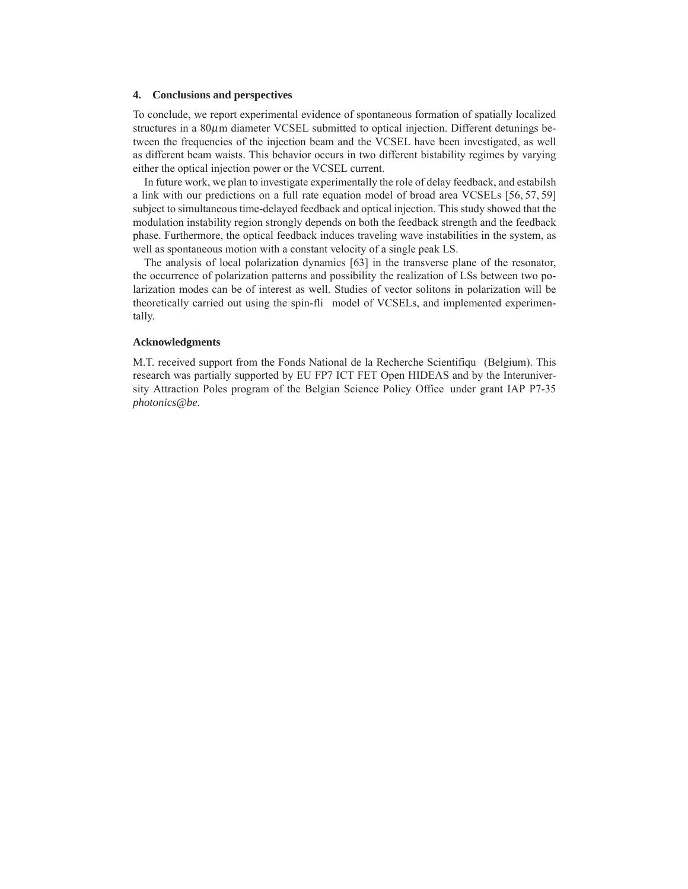## 4. Conclusions and perspectives

To conclude, we report experimental evidence of spontaneous formation of spatially localized structures in a $80\mu$m diameter VCSEL submitted to optical injection. Different detunings between the frequencies of the injection beam and the VCSEL have been investigated, as well as different beam waists. This behavior occurs in two different bistability regimes by varying either the optical injection power or the VCSEL current.

In future work, we plan to investigate experimentally the role of delay feedback, and estabilsh a link with our predictions on a full rate equation model of broad area VCSELs [56, 57, 59] subject to simultaneous time-delayed feedback and optical injection. This study showed that the modulation instability region strongly depends on both the feedback strength and the feedback phase. Furthermore, the optical feedback induces traveling wave instabilities in the system, as well as spontaneous motion with a constant velocity of a single peak LS.

The analysis of local polarization dynamics [63] in the transverse plane of the resonator, the occurrence of polarization patterns and possibility the realization of LSs between two polarization modes can be of interest as well. Studies of vector solitons in polarization will be theoretically carried out using the spin-fli model of VCSELs, and implemented experimentally.

### Acknowledgments

M.T. received support from the Fonds National de la Recherche Scientifiqu (Belgium). This research was partially supported by EU FP7 ICT FET Open HIDEAS and by the Interuniversity Attraction Poles program of the Belgian Science Policy Office under grant IAP P7-35 *photonics@be*.